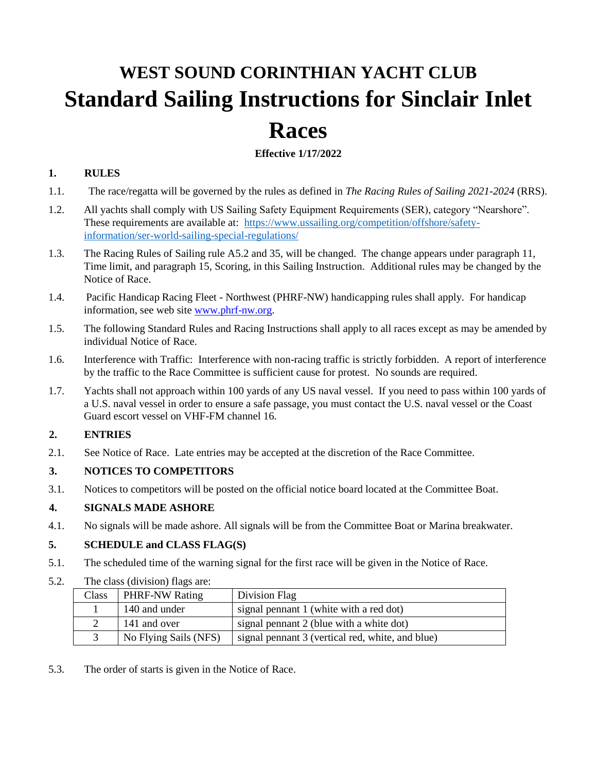# WEST SOUND CORINTHIAN YACHT CLUB

# Standard Sailing Instructions for Sinclair Inlet Races

**Effective 1/17/2022**

## 1. RULES

1.1. The race/regatta will be governed by the rules as defined in *The Racing Rules of Sailing 2021-2024* (RRS).

1.2. All yachts shall comply with US Sailing Safety Equipment Requirements (SER), category "Nearshore". These requirements are available at: https://www.ussailing.org/competition/offshore/safety-information/ser-world-sailing-special-regulations/

1.3. The Racing Rules of Sailing rule A5.2 and 35, will be changed. The change appears under paragraph 11, Time limit, and paragraph 15, Scoring, in this Sailing Instruction. Additional rules may be changed by the Notice of Race.

1.4. Pacific Handicap Racing Fleet - Northwest (PHRF-NW) handicapping rules shall apply. For handicap information, see web site www.phrf-nw.org.

1.5. The following Standard Rules and Racing Instructions shall apply to all races except as may be amended by individual Notice of Race.

1.6. Interference with Traffic: Interference with non-racing traffic is strictly forbidden. A report of interference by the traffic to the Race Committee is sufficient cause for protest. No sounds are required.

1.7. Yachts shall not approach within 100 yards of any US naval vessel. If you need to pass within 100 yards of a U.S. naval vessel in order to ensure a safe passage, you must contact the U.S. naval vessel or the Coast Guard escort vessel on VHF-FM channel 16.

## 2. ENTRIES

2.1. See Notice of Race. Late entries may be accepted at the discretion of the Race Committee.

## 3. NOTICES TO COMPETITORS

3.1. Notices to competitors will be posted on the official notice board located at the Committee Boat.

## 4. SIGNALS MADE ASHORE

4.1. No signals will be made ashore. All signals will be from the Committee Boat or Marina breakwater.

## 5. SCHEDULE and CLASS FLAG(S)

5.1. The scheduled time of the warning signal for the first race will be given in the Notice of Race.

5.2. The class (division) flags are:

| Class | PHRF-NW Rating | Division Flag |
|---|---|---|
| 1 | 140 and under | signal pennant 1 (white with a red dot) |
| 2 | 141 and over | signal pennant 2 (blue with a white dot) |
| 3 | No Flying Sails (NFS) | signal pennant 3 (vertical red, white, and blue) |

5.3. The order of starts is given in the Notice of Race.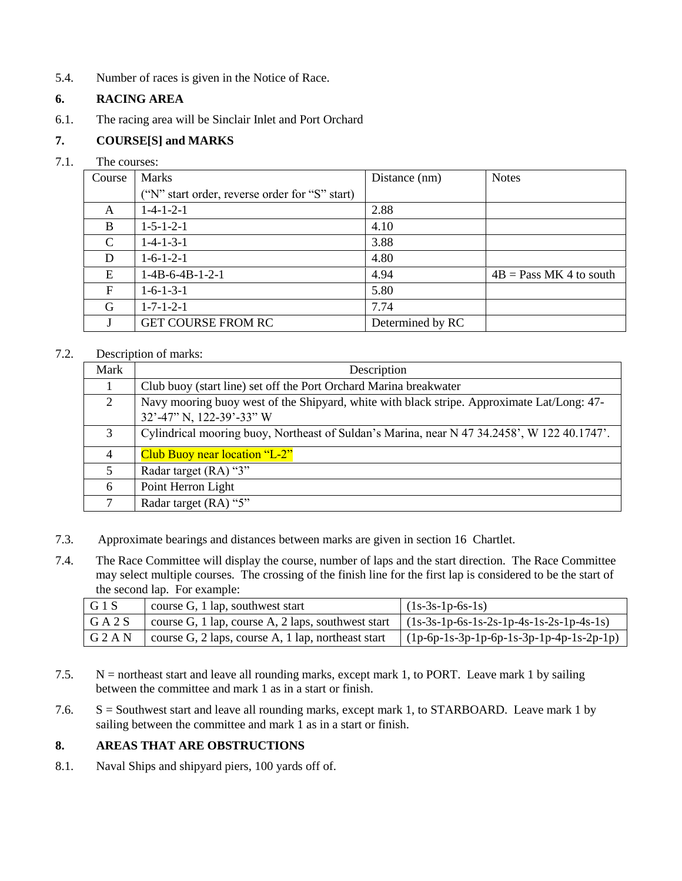5.4. Number of races is given in the Notice of Race.

## 6. RACING AREA

6.1. The racing area will be Sinclair Inlet and Port Orchard

## 7. COURSE[S] and MARKS

7.1. The courses:

| Course | Marks<br>("N" start order, reverse order for "S" start) | Distance (nm) | Notes |
|---|---|---|---|
| A | 1-4-1-2-1 | 2.88 | |
| B | 1-5-1-2-1 | 4.10 | |
| C | 1-4-1-3-1 | 3.88 | |
| D | 1-6-1-2-1 | 4.80 | |
| E | 1-4B-6-4B-1-2-1 | 4.94 | 4B = Pass MK 4 to south |
| F | 1-6-1-3-1 | 5.80 | |
| G | 1-7-1-2-1 | 7.74 | |
| J | GET COURSE FROM RC | Determined by RC | |

7.2. Description of marks:

| Mark | Description |
|---|---|
| 1 | Club buoy (start line) set off the Port Orchard Marina breakwater |
| 2 | Navy mooring buoy west of the Shipyard, white with black stripe. Approximate Lat/Long: 47-32'-47" N, 122-39'-33" W |
| 3 | Cylindrical mooring buoy, Northeast of Suldan's Marina, near N 47 34.2458', W 122 40.1747'. |
| 4 | Club Buoy near location "L-2" |
| 5 | Radar target (RA) "3" |
| 6 | Point Herron Light |
| 7 | Radar target (RA) "5" |

7.3. Approximate bearings and distances between marks are given in section 16 Chartlet.

7.4. The Race Committee will display the course, number of laps and the start direction. The Race Committee may select multiple courses. The crossing of the finish line for the first lap is considered to be the start of the second lap. For example:

| G 1 S | course G, 1 lap, southwest start | (1s-3s-1p-6s-1s) |
|---|---|---|
| G A 2 S | course G, 1 lap, course A, 2 laps, southwest start | (1s-3s-1p-6s-1s-2s-1p-4s-1s-2s-1p-4s-1s) |
| G 2 A N | course G, 2 laps, course A, 1 lap, northeast start | (1p-6p-1s-3p-1p-6p-1s-3p-1p-4p-1s-2p-1p) |

7.5. N = northeast start and leave all rounding marks, except mark 1, to PORT. Leave mark 1 by sailing between the committee and mark 1 as in a start or finish.

7.6. S = Southwest start and leave all rounding marks, except mark 1, to STARBOARD. Leave mark 1 by sailing between the committee and mark 1 as in a start or finish.

## 8. AREAS THAT ARE OBSTRUCTIONS

8.1. Naval Ships and shipyard piers, 100 yards off of.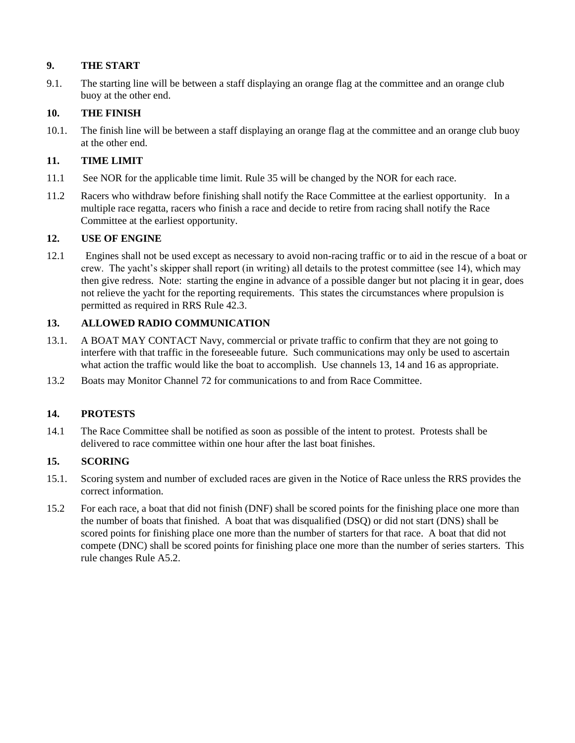## 9. THE START

9.1. The starting line will be between a staff displaying an orange flag at the committee and an orange club buoy at the other end.

## 10. THE FINISH

10.1. The finish line will be between a staff displaying an orange flag at the committee and an orange club buoy at the other end.

## 11. TIME LIMIT

11.1 See NOR for the applicable time limit. Rule 35 will be changed by the NOR for each race.

11.2 Racers who withdraw before finishing shall notify the Race Committee at the earliest opportunity. In a multiple race regatta, racers who finish a race and decide to retire from racing shall notify the Race Committee at the earliest opportunity.

## 12. USE OF ENGINE

12.1 Engines shall not be used except as necessary to avoid non-racing traffic or to aid in the rescue of a boat or crew. The yacht's skipper shall report (in writing) all details to the protest committee (see 14), which may then give redress. Note: starting the engine in advance of a possible danger but not placing it in gear, does not relieve the yacht for the reporting requirements. This states the circumstances where propulsion is permitted as required in RRS Rule 42.3.

## 13. ALLOWED RADIO COMMUNICATION

13.1. A BOAT MAY CONTACT Navy, commercial or private traffic to confirm that they are not going to interfere with that traffic in the foreseeable future. Such communications may only be used to ascertain what action the traffic would like the boat to accomplish. Use channels 13, 14 and 16 as appropriate.

13.2 Boats may Monitor Channel 72 for communications to and from Race Committee.

## 14. PROTESTS

14.1 The Race Committee shall be notified as soon as possible of the intent to protest. Protests shall be delivered to race committee within one hour after the last boat finishes.

## 15. SCORING

15.1. Scoring system and number of excluded races are given in the Notice of Race unless the RRS provides the correct information.

15.2 For each race, a boat that did not finish (DNF) shall be scored points for the finishing place one more than the number of boats that finished. A boat that was disqualified (DSQ) or did not start (DNS) shall be scored points for finishing place one more than the number of starters for that race. A boat that did not compete (DNC) shall be scored points for finishing place one more than the number of series starters. This rule changes Rule A5.2.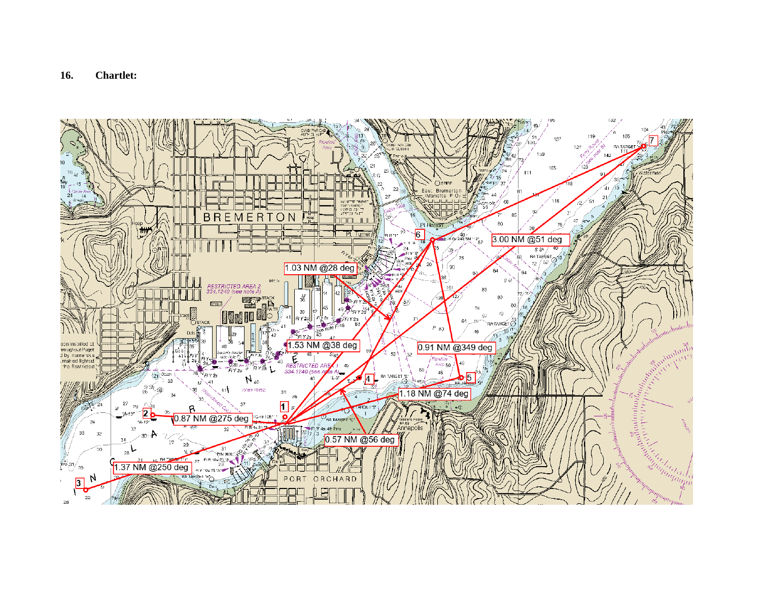**16. Chartlet:**

1.03 NM @28 deg

3.00 NM @51 deg

1.53 NM @38 deg

0.91 NM @349 deg

1.18 NM @74 deg

0.87 NM @275 deg

0.57 NM @56 deg

1.37 NM @250 deg

1

2

3

4

5

6

7

BREMERTON

PORT ORCHARD

RESTRICTED AREA 2
334.1240 (see note A)